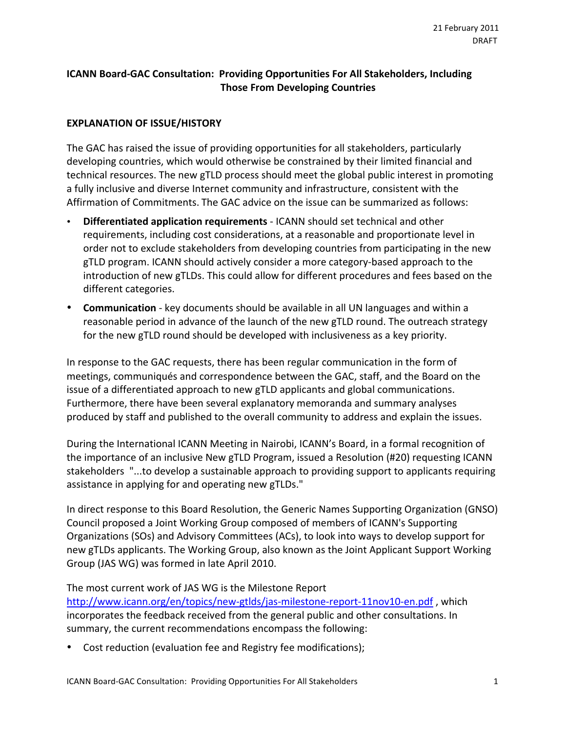21 February 2011
DRAFT

# ICANN Board-GAC Consultation: Providing Opportunities For All Stakeholders, Including Those From Developing Countries

## EXPLANATION OF ISSUE/HISTORY

The GAC has raised the issue of providing opportunities for all stakeholders, particularly developing countries, which would otherwise be constrained by their limited financial and technical resources. The new gTLD process should meet the global public interest in promoting a fully inclusive and diverse Internet community and infrastructure, consistent with the Affirmation of Commitments. The GAC advice on the issue can be summarized as follows:

- **Differentiated application requirements** - ICANN should set technical and other requirements, including cost considerations, at a reasonable and proportionate level in order not to exclude stakeholders from developing countries from participating in the new gTLD program. ICANN should actively consider a more category-based approach to the introduction of new gTLDs. This could allow for different procedures and fees based on the different categories.
- **Communication** - key documents should be available in all UN languages and within a reasonable period in advance of the launch of the new gTLD round. The outreach strategy for the new gTLD round should be developed with inclusiveness as a key priority.

In response to the GAC requests, there has been regular communication in the form of meetings, communiqués and correspondence between the GAC, staff, and the Board on the issue of a differentiated approach to new gTLD applicants and global communications. Furthermore, there have been several explanatory memoranda and summary analyses produced by staff and published to the overall community to address and explain the issues.

During the International ICANN Meeting in Nairobi, ICANN's Board, in a formal recognition of the importance of an inclusive New gTLD Program, issued a Resolution (#20) requesting ICANN stakeholders "...to develop a sustainable approach to providing support to applicants requiring assistance in applying for and operating new gTLDs."

In direct response to this Board Resolution, the Generic Names Supporting Organization (GNSO) Council proposed a Joint Working Group composed of members of ICANN's Supporting Organizations (SOs) and Advisory Committees (ACs), to look into ways to develop support for new gTLDs applicants. The Working Group, also known as the Joint Applicant Support Working Group (JAS WG) was formed in late April 2010.

The most current work of JAS WG is the Milestone Report http://www.icann.org/en/topics/new-gtlds/jas-milestone-report-11nov10-en.pdf , which incorporates the feedback received from the general public and other consultations. In summary, the current recommendations encompass the following:

- Cost reduction (evaluation fee and Registry fee modifications);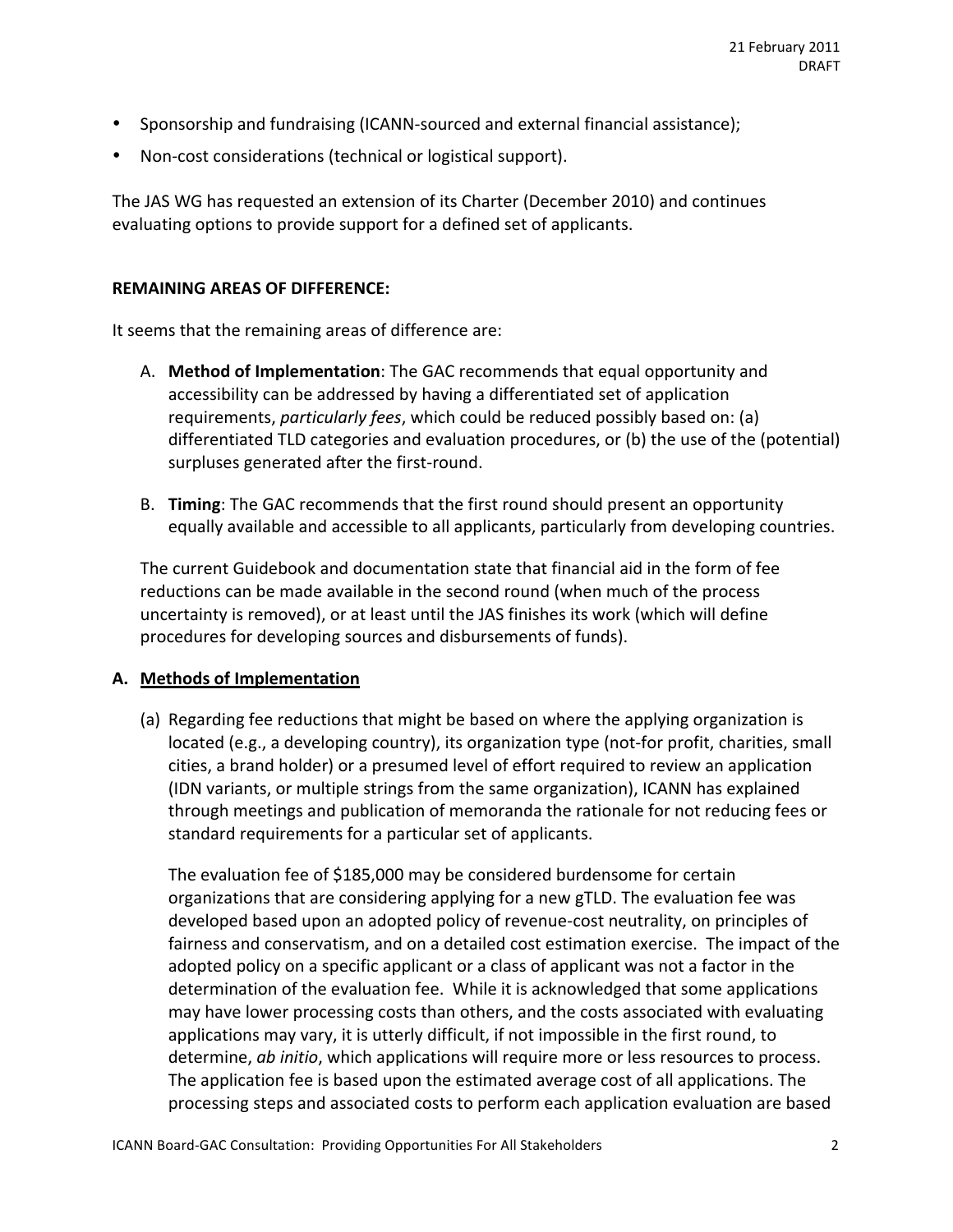- Sponsorship and fundraising (ICANN-sourced and external financial assistance);
- Non-cost considerations (technical or logistical support).

The JAS WG has requested an extension of its Charter (December 2010) and continues evaluating options to provide support for a defined set of applicants.

**REMAINING AREAS OF DIFFERENCE:**

It seems that the remaining areas of difference are:

A. **Method of Implementation**: The GAC recommends that equal opportunity and accessibility can be addressed by having a differentiated set of application requirements, *particularly fees*, which could be reduced possibly based on: (a) differentiated TLD categories and evaluation procedures, or (b) the use of the (potential) surpluses generated after the first-round.

B. **Timing**: The GAC recommends that the first round should present an opportunity equally available and accessible to all applicants, particularly from developing countries.

The current Guidebook and documentation state that financial aid in the form of fee reductions can be made available in the second round (when much of the process uncertainty is removed), or at least until the JAS finishes its work (which will define procedures for developing sources and disbursements of funds).

**A. Methods of Implementation**

(a) Regarding fee reductions that might be based on where the applying organization is located (e.g., a developing country), its organization type (not-for profit, charities, small cities, a brand holder) or a presumed level of effort required to review an application (IDN variants, or multiple strings from the same organization), ICANN has explained through meetings and publication of memoranda the rationale for not reducing fees or standard requirements for a particular set of applicants.

The evaluation fee of $185,000 may be considered burdensome for certain organizations that are considering applying for a new gTLD. The evaluation fee was developed based upon an adopted policy of revenue-cost neutrality, on principles of fairness and conservatism, and on a detailed cost estimation exercise. The impact of the adopted policy on a specific applicant or a class of applicant was not a factor in the determination of the evaluation fee. While it is acknowledged that some applications may have lower processing costs than others, and the costs associated with evaluating applications may vary, it is utterly difficult, if not impossible in the first round, to determine, *ab initio*, which applications will require more or less resources to process. The application fee is based upon the estimated average cost of all applications. The processing steps and associated costs to perform each application evaluation are based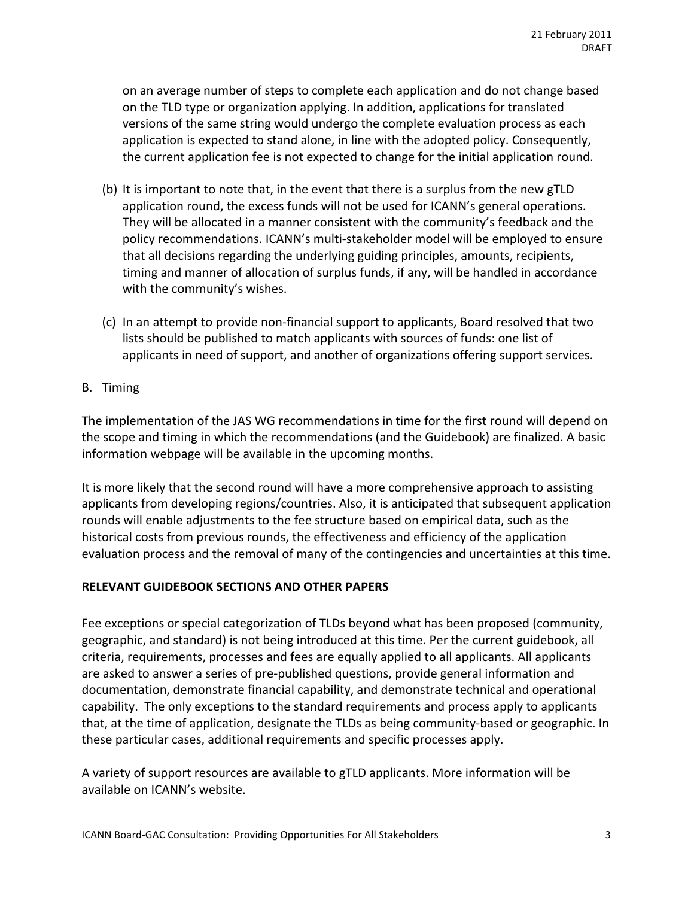on an average number of steps to complete each application and do not change based on the TLD type or organization applying. In addition, applications for translated versions of the same string would undergo the complete evaluation process as each application is expected to stand alone, in line with the adopted policy. Consequently, the current application fee is not expected to change for the initial application round.

(b) It is important to note that, in the event that there is a surplus from the new gTLD application round, the excess funds will not be used for ICANN's general operations. They will be allocated in a manner consistent with the community's feedback and the policy recommendations. ICANN's multi-stakeholder model will be employed to ensure that all decisions regarding the underlying guiding principles, amounts, recipients, timing and manner of allocation of surplus funds, if any, will be handled in accordance with the community's wishes.

(c) In an attempt to provide non-financial support to applicants, Board resolved that two lists should be published to match applicants with sources of funds: one list of applicants in need of support, and another of organizations offering support services.

B. Timing

The implementation of the JAS WG recommendations in time for the first round will depend on the scope and timing in which the recommendations (and the Guidebook) are finalized. A basic information webpage will be available in the upcoming months.

It is more likely that the second round will have a more comprehensive approach to assisting applicants from developing regions/countries. Also, it is anticipated that subsequent application rounds will enable adjustments to the fee structure based on empirical data, such as the historical costs from previous rounds, the effectiveness and efficiency of the application evaluation process and the removal of many of the contingencies and uncertainties at this time.

**RELEVANT GUIDEBOOK SECTIONS AND OTHER PAPERS**

Fee exceptions or special categorization of TLDs beyond what has been proposed (community, geographic, and standard) is not being introduced at this time. Per the current guidebook, all criteria, requirements, processes and fees are equally applied to all applicants. All applicants are asked to answer a series of pre-published questions, provide general information and documentation, demonstrate financial capability, and demonstrate technical and operational capability. The only exceptions to the standard requirements and process apply to applicants that, at the time of application, designate the TLDs as being community-based or geographic. In these particular cases, additional requirements and specific processes apply.

A variety of support resources are available to gTLD applicants. More information will be available on ICANN's website.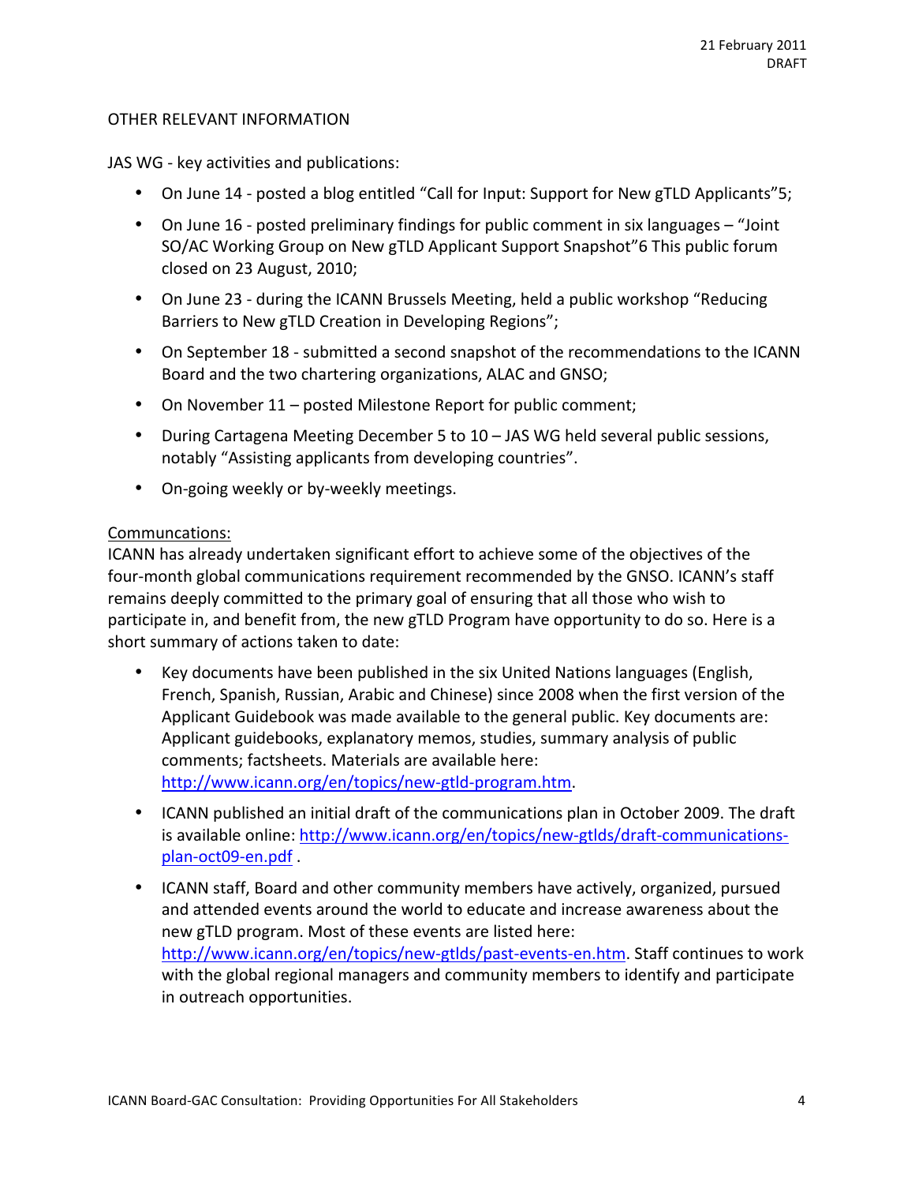OTHER RELEVANT INFORMATION

JAS WG - key activities and publications:

- On June 14 - posted a blog entitled "Call for Input: Support for New gTLD Applicants"[5];
- On June 16 - posted preliminary findings for public comment in six languages – "Joint SO/AC Working Group on New gTLD Applicant Support Snapshot"[6] This public forum closed on 23 August, 2010;
- On June 23 - during the ICANN Brussels Meeting, held a public workshop "Reducing Barriers to New gTLD Creation in Developing Regions";
- On September 18 - submitted a second snapshot of the recommendations to the ICANN Board and the two chartering organizations, ALAC and GNSO;
- On November 11 – posted Milestone Report for public comment;
- During Cartagena Meeting December 5 to 10 – JAS WG held several public sessions, notably "Assisting applicants from developing countries".
- On-going weekly or by-weekly meetings.

Communcations:

ICANN has already undertaken significant effort to achieve some of the objectives of the four-month global communications requirement recommended by the GNSO. ICANN's staff remains deeply committed to the primary goal of ensuring that all those who wish to participate in, and benefit from, the new gTLD Program have opportunity to do so. Here is a short summary of actions taken to date:

- Key documents have been published in the six United Nations languages (English, French, Spanish, Russian, Arabic and Chinese) since 2008 when the first version of the Applicant Guidebook was made available to the general public. Key documents are: Applicant guidebooks, explanatory memos, studies, summary analysis of public comments; factsheets. Materials are available here: http://www.icann.org/en/topics/new-gtld-program.htm.
- ICANN published an initial draft of the communications plan in October 2009. The draft is available online: http://www.icann.org/en/topics/new-gtlds/draft-communications-plan-oct09-en.pdf .
- ICANN staff, Board and other community members have actively, organized, pursued and attended events around the world to educate and increase awareness about the new gTLD program. Most of these events are listed here: http://www.icann.org/en/topics/new-gtlds/past-events-en.htm. Staff continues to work with the global regional managers and community members to identify and participate in outreach opportunities.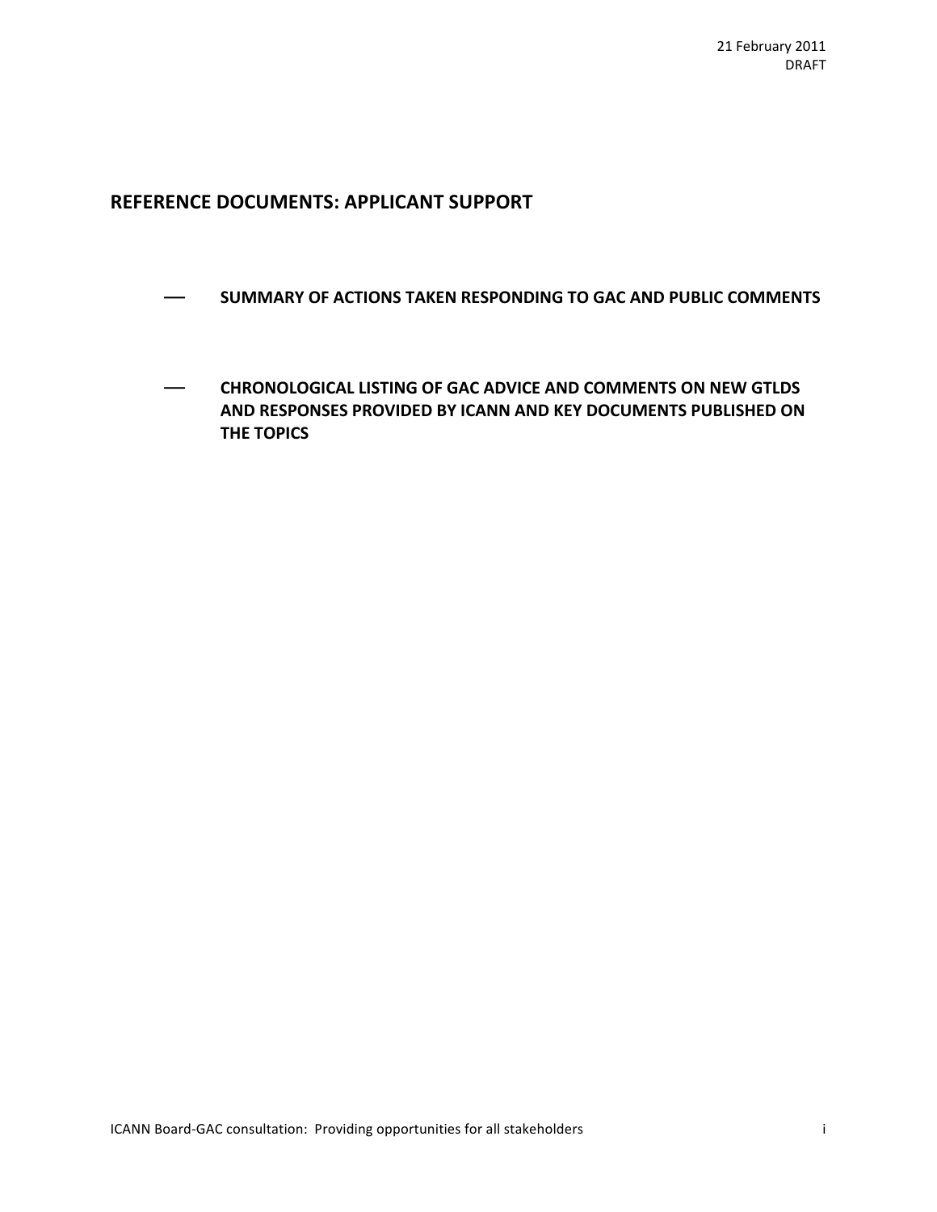21 February 2011
DRAFT

## REFERENCE DOCUMENTS: APPLICANT SUPPORT

- SUMMARY OF ACTIONS TAKEN RESPONDING TO GAC AND PUBLIC COMMENTS

- CHRONOLOGICAL LISTING OF GAC ADVICE AND COMMENTS ON NEW GTLDS AND RESPONSES PROVIDED BY ICANN AND KEY DOCUMENTS PUBLISHED ON THE TOPICS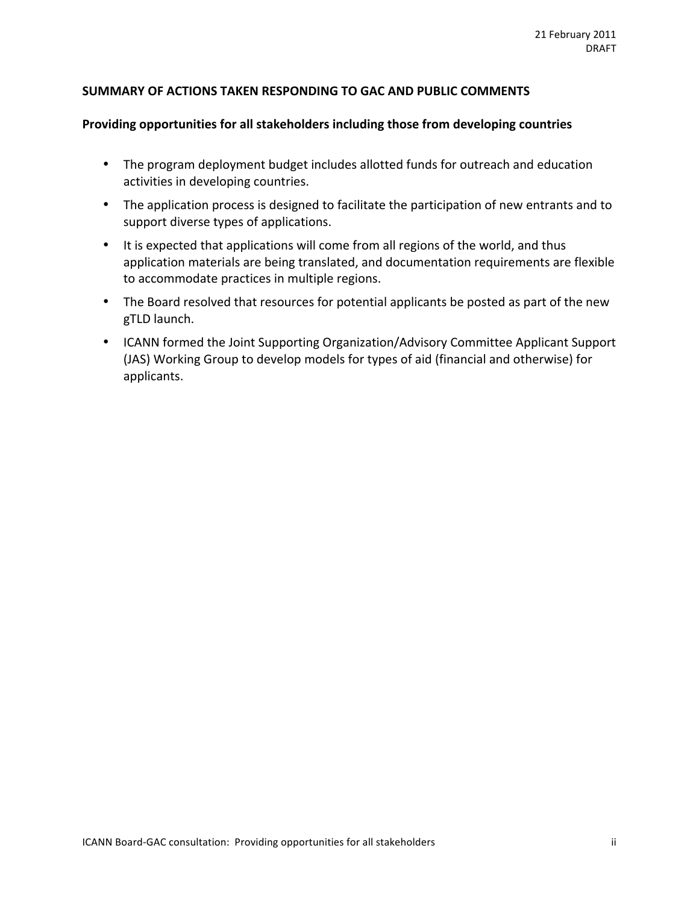21 February 2011
DRAFT

**SUMMARY OF ACTIONS TAKEN RESPONDING TO GAC AND PUBLIC COMMENTS**

**Providing opportunities for all stakeholders including those from developing countries**

- The program deployment budget includes allotted funds for outreach and education activities in developing countries.
- The application process is designed to facilitate the participation of new entrants and to support diverse types of applications.
- It is expected that applications will come from all regions of the world, and thus application materials are being translated, and documentation requirements are flexible to accommodate practices in multiple regions.
- The Board resolved that resources for potential applicants be posted as part of the new gTLD launch.
- ICANN formed the Joint Supporting Organization/Advisory Committee Applicant Support (JAS) Working Group to develop models for types of aid (financial and otherwise) for applicants.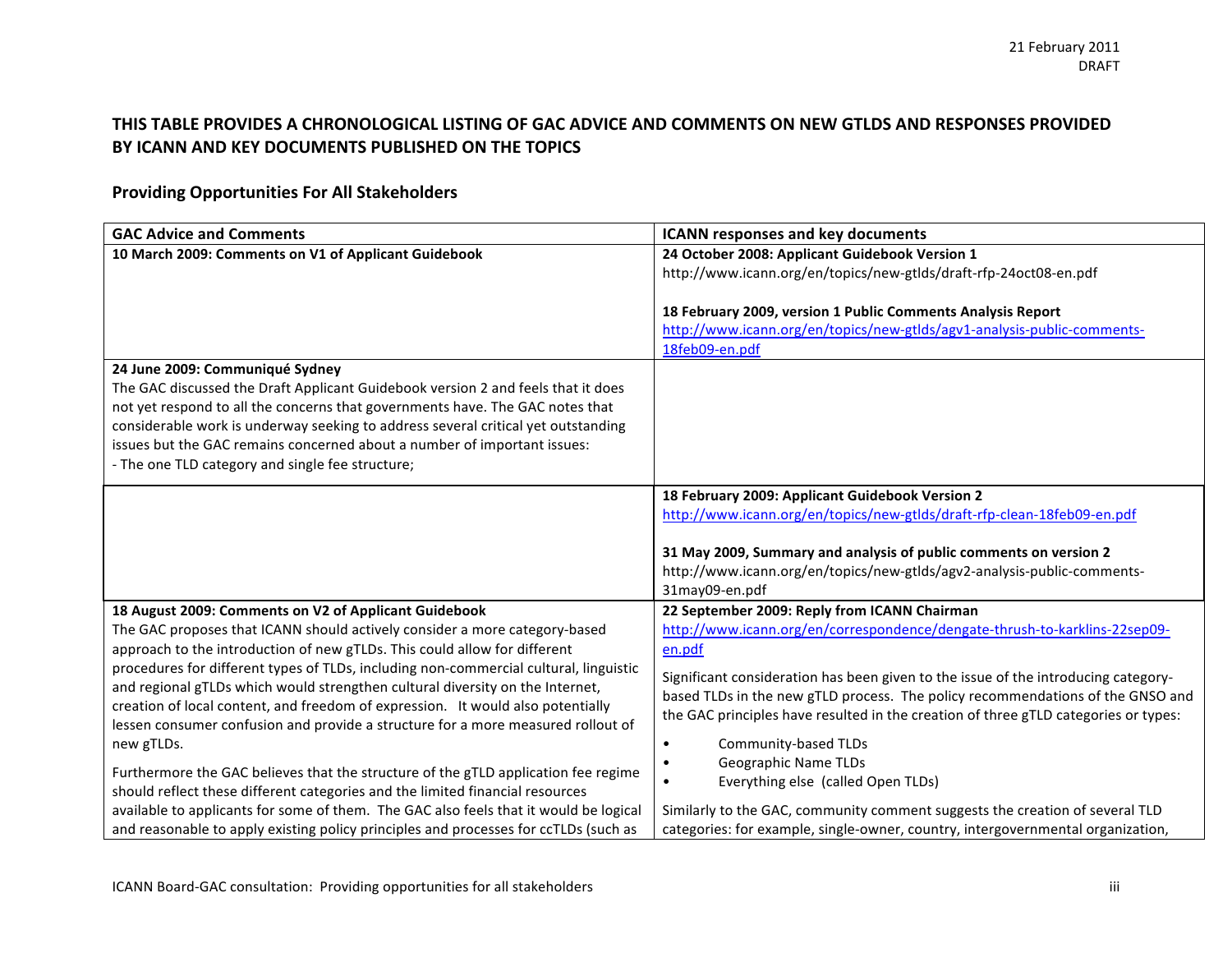21 February 2011
DRAFT

## THIS TABLE PROVIDES A CHRONOLOGICAL LISTING OF GAC ADVICE AND COMMENTS ON NEW GTLDS AND RESPONSES PROVIDED BY ICANN AND KEY DOCUMENTS PUBLISHED ON THE TOPICS

### Providing Opportunities For All Stakeholders

| GAC Advice and Comments | ICANN responses and key documents |
|---|---|
| **10 March 2009: Comments on V1 of Applicant Guidebook** | **24 October 2008: Applicant Guidebook Version 1**<br>http://www.icann.org/en/topics/new-gtlds/draft-rfp-24oct08-en.pdf<br><br>**18 February 2009, version 1 Public Comments Analysis Report**<br>http://www.icann.org/en/topics/new-gtlds/agv1-analysis-public-comments-18feb09-en.pdf |
| **24 June 2009: Communiqué Sydney**<br>The GAC discussed the Draft Applicant Guidebook version 2 and feels that it does not yet respond to all the concerns that governments have. The GAC notes that considerable work is underway seeking to address several critical yet outstanding issues but the GAC remains concerned about a number of important issues:<br>- The one TLD category and single fee structure; | |
| | **18 February 2009: Applicant Guidebook Version 2**<br>http://www.icann.org/en/topics/new-gtlds/draft-rfp-clean-18feb09-en.pdf<br><br>**31 May 2009, Summary and analysis of public comments on version 2**<br>http://www.icann.org/en/topics/new-gtlds/agv2-analysis-public-comments-31may09-en.pdf |
| **18 August 2009: Comments on V2 of Applicant Guidebook**<br>The GAC proposes that ICANN should actively consider a more category-based approach to the introduction of new gTLDs. This could allow for different procedures for different types of TLDs, including non-commercial cultural, linguistic and regional gTLDs which would strengthen cultural diversity on the Internet, creation of local content, and freedom of expression. It would also potentially lessen consumer confusion and provide a structure for a more measured rollout of new gTLDs.<br><br>Furthermore the GAC believes that the structure of the gTLD application fee regime should reflect these different categories and the limited financial resources available to applicants for some of them. The GAC also feels that it would be logical and reasonable to apply existing policy principles and processes for ccTLDs (such as | **22 September 2009: Reply from ICANN Chairman**<br>http://www.icann.org/en/correspondence/dengate-thrush-to-karklins-22sep09-en.pdf<br><br>Significant consideration has been given to the issue of the introducing category-based TLDs in the new gTLD process. The policy recommendations of the GNSO and the GAC principles have resulted in the creation of three gTLD categories or types:<br>• Community-based TLDs<br>• Geographic Name TLDs<br>• Everything else (called Open TLDs)<br><br>Similarly to the GAC, community comment suggests the creation of several TLD categories: for example, single-owner, country, intergovernmental organization, |

ICANN Board-GAC consultation: Providing opportunities for all stakeholders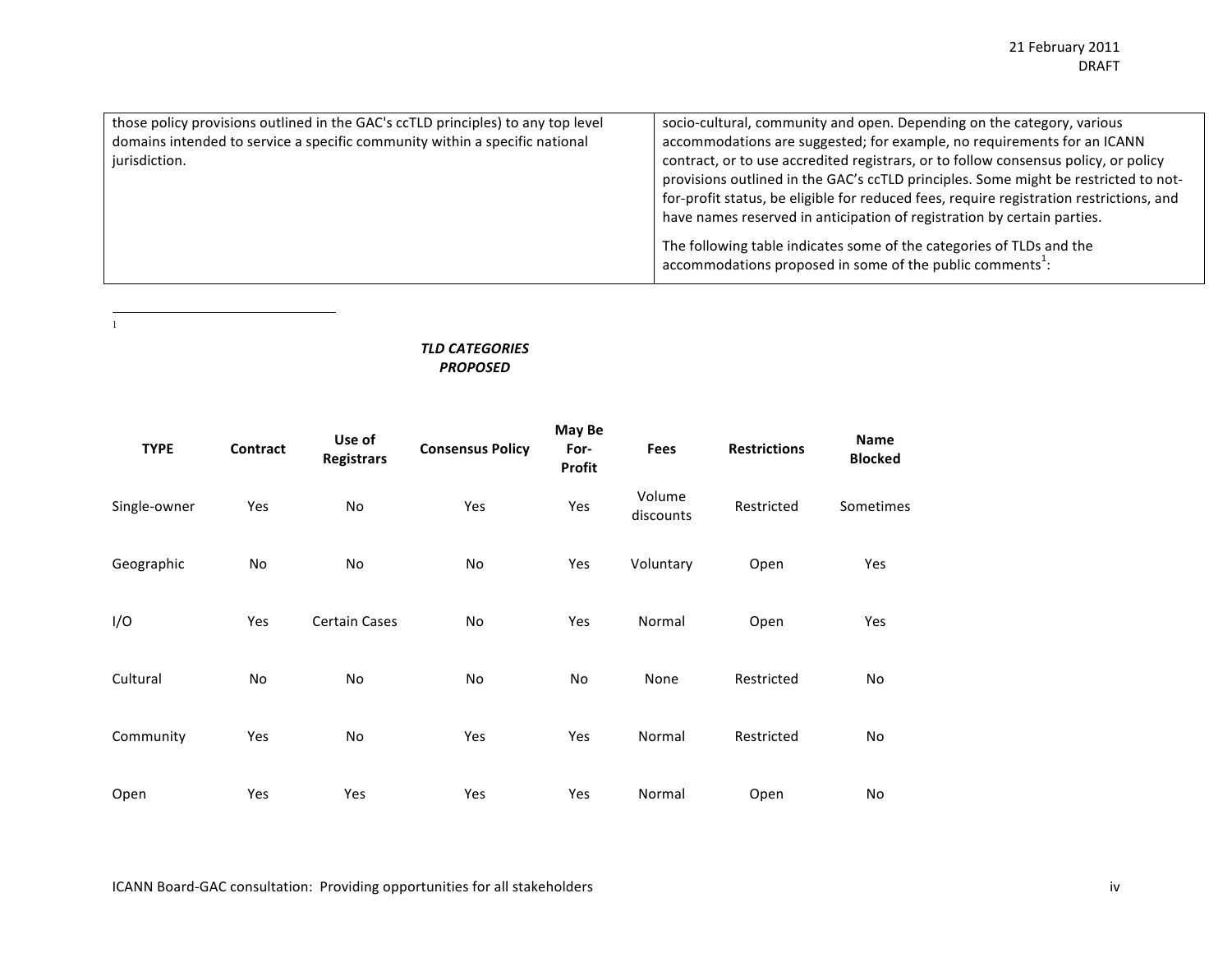| | |
|---|---|
| those policy provisions outlined in the GAC's ccTLD principles) to any top level domains intended to service a specific community within a specific national jurisdiction. | socio-cultural, community and open. Depending on the category, various accommodations are suggested; for example, no requirements for an ICANN contract, or to use accredited registrars, or to follow consensus policy, or policy provisions outlined in the GAC's ccTLD principles. Some might be restricted to not-for-profit status, be eligible for reduced fees, require registration restrictions, and have names reserved in anticipation of registration by certain parties.<br><br>The following table indicates some of the categories of TLDs and the accommodations proposed in some of the public comments[1]: |

[1]

***TLD CATEGORIES PROPOSED***

| TYPE | Contract | Use of Registrars | Consensus Policy | May Be For-Profit | Fees | Restrictions | Name Blocked |
|---|---|---|---|---|---|---|---|
| Single-owner | Yes | No | Yes | Yes | Volume discounts | Restricted | Sometimes |
| Geographic | No | No | No | Yes | Voluntary | Open | Yes |
| I/O | Yes | Certain Cases | No | Yes | Normal | Open | Yes |
| Cultural | No | No | No | No | None | Restricted | No |
| Community | Yes | No | Yes | Yes | Normal | Restricted | No |
| Open | Yes | Yes | Yes | Yes | Normal | Open | No |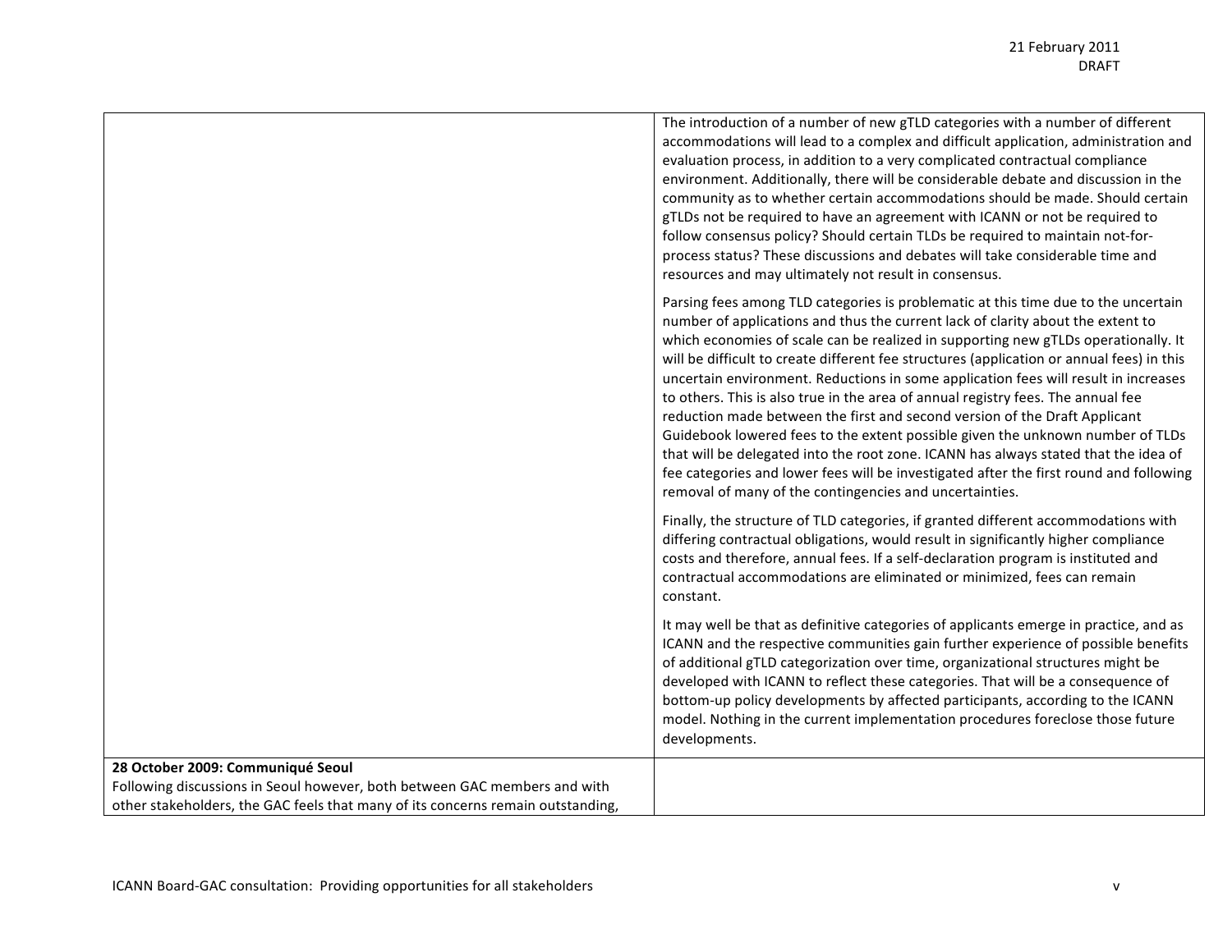| | |
|---|---|
| | The introduction of a number of new gTLD categories with a number of different accommodations will lead to a complex and difficult application, administration and evaluation process, in addition to a very complicated contractual compliance environment. Additionally, there will be considerable debate and discussion in the community as to whether certain accommodations should be made. Should certain gTLDs not be required to have an agreement with ICANN or not be required to follow consensus policy? Should certain TLDs be required to maintain not-for-process status? These discussions and debates will take considerable time and resources and may ultimately not result in consensus.<br><br>Parsing fees among TLD categories is problematic at this time due to the uncertain number of applications and thus the current lack of clarity about the extent to which economies of scale can be realized in supporting new gTLDs operationally. It will be difficult to create different fee structures (application or annual fees) in this uncertain environment. Reductions in some application fees will result in increases to others. This is also true in the area of annual registry fees. The annual fee reduction made between the first and second version of the Draft Applicant Guidebook lowered fees to the extent possible given the unknown number of TLDs that will be delegated into the root zone. ICANN has always stated that the idea of fee categories and lower fees will be investigated after the first round and following removal of many of the contingencies and uncertainties.<br><br>Finally, the structure of TLD categories, if granted different accommodations with differing contractual obligations, would result in significantly higher compliance costs and therefore, annual fees. If a self-declaration program is instituted and contractual accommodations are eliminated or minimized, fees can remain constant.<br><br>It may well be that as definitive categories of applicants emerge in practice, and as ICANN and the respective communities gain further experience of possible benefits of additional gTLD categorization over time, organizational structures might be developed with ICANN to reflect these categories. That will be a consequence of bottom-up policy developments by affected participants, according to the ICANN model. Nothing in the current implementation procedures foreclose those future developments. |
| **28 October 2009: Communiqué Seoul**<br>Following discussions in Seoul however, both between GAC members and with other stakeholders, the GAC feels that many of its concerns remain outstanding, | |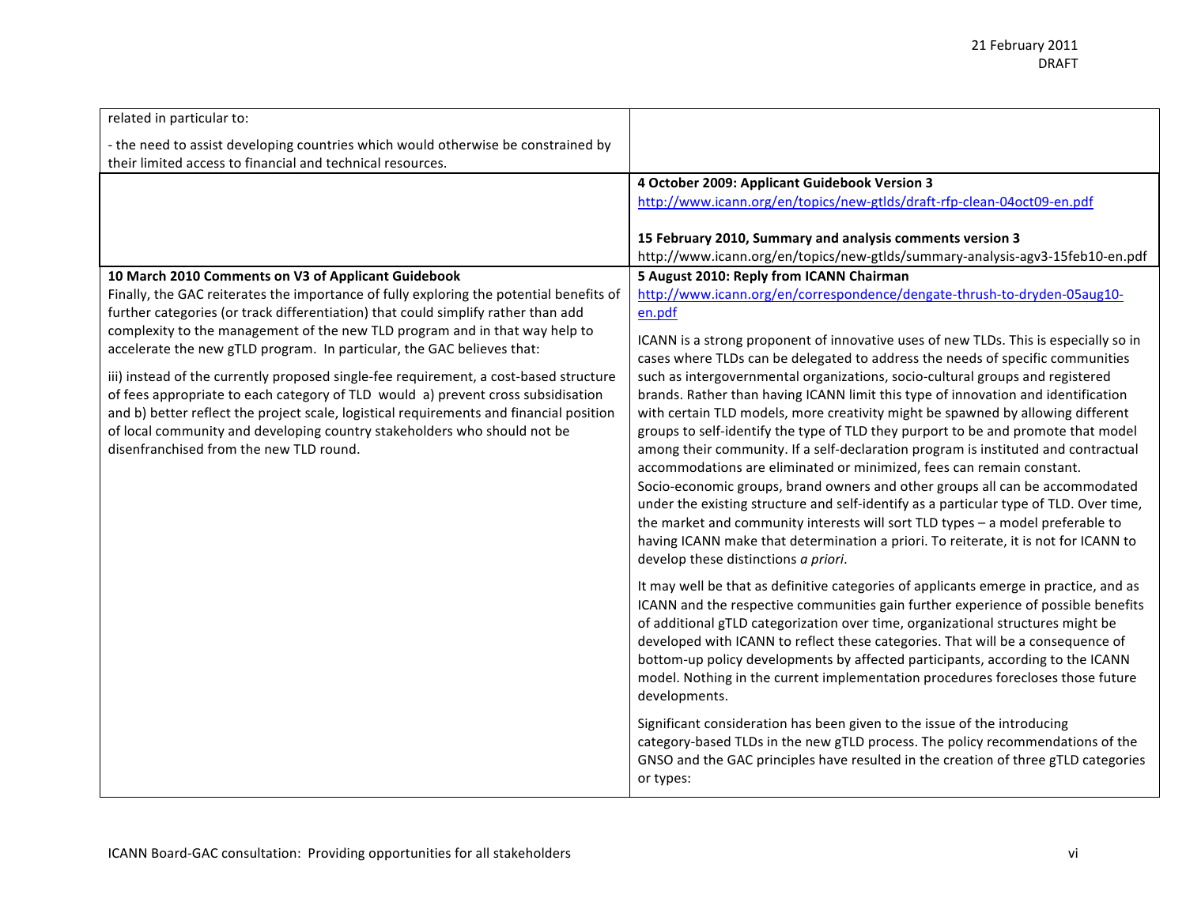| | |
|---|---|
| related in particular to:<br><br>- the need to assist developing countries which would otherwise be constrained by their limited access to financial and technical resources. | |
| | **4 October 2009: Applicant Guidebook Version 3**<br>http://www.icann.org/en/topics/new-gtlds/draft-rfp-clean-04oct09-en.pdf<br><br>**15 February 2010, Summary and analysis comments version 3**<br>http://www.icann.org/en/topics/new-gtlds/summary-analysis-agv3-15feb10-en.pdf |
| **10 March 2010 Comments on V3 of Applicant Guidebook**<br>Finally, the GAC reiterates the importance of fully exploring the potential benefits of further categories (or track differentiation) that could simplify rather than add complexity to the management of the new TLD program and in that way help to accelerate the new gTLD program. In particular, the GAC believes that:<br><br>iii) instead of the currently proposed single-fee requirement, a cost-based structure of fees appropriate to each category of TLD would a) prevent cross subsidisation and b) better reflect the project scale, logistical requirements and financial position of local community and developing country stakeholders who should not be disenfranchised from the new TLD round. | **5 August 2010: Reply from ICANN Chairman**<br>http://www.icann.org/en/correspondence/dengate-thrush-to-dryden-05aug10-en.pdf<br><br>ICANN is a strong proponent of innovative uses of new TLDs. This is especially so in cases where TLDs can be delegated to address the needs of specific communities such as intergovernmental organizations, socio-cultural groups and registered brands. Rather than having ICANN limit this type of innovation and identification with certain TLD models, more creativity might be spawned by allowing different groups to self-identify the type of TLD they purport to be and promote that model among their community. If a self-declaration program is instituted and contractual accommodations are eliminated or minimized, fees can remain constant. Socio-economic groups, brand owners and other groups all can be accommodated under the existing structure and self-identify as a particular type of TLD. Over time, the market and community interests will sort TLD types – a model preferable to having ICANN make that determination a priori. To reiterate, it is not for ICANN to develop these distinctions *a priori*.<br><br>It may well be that as definitive categories of applicants emerge in practice, and as ICANN and the respective communities gain further experience of possible benefits of additional gTLD categorization over time, organizational structures might be developed with ICANN to reflect these categories. That will be a consequence of bottom-up policy developments by affected participants, according to the ICANN model. Nothing in the current implementation procedures forecloses those future developments.<br><br>Significant consideration has been given to the issue of the introducing category-based TLDs in the new gTLD process. The policy recommendations of the GNSO and the GAC principles have resulted in the creation of three gTLD categories or types: |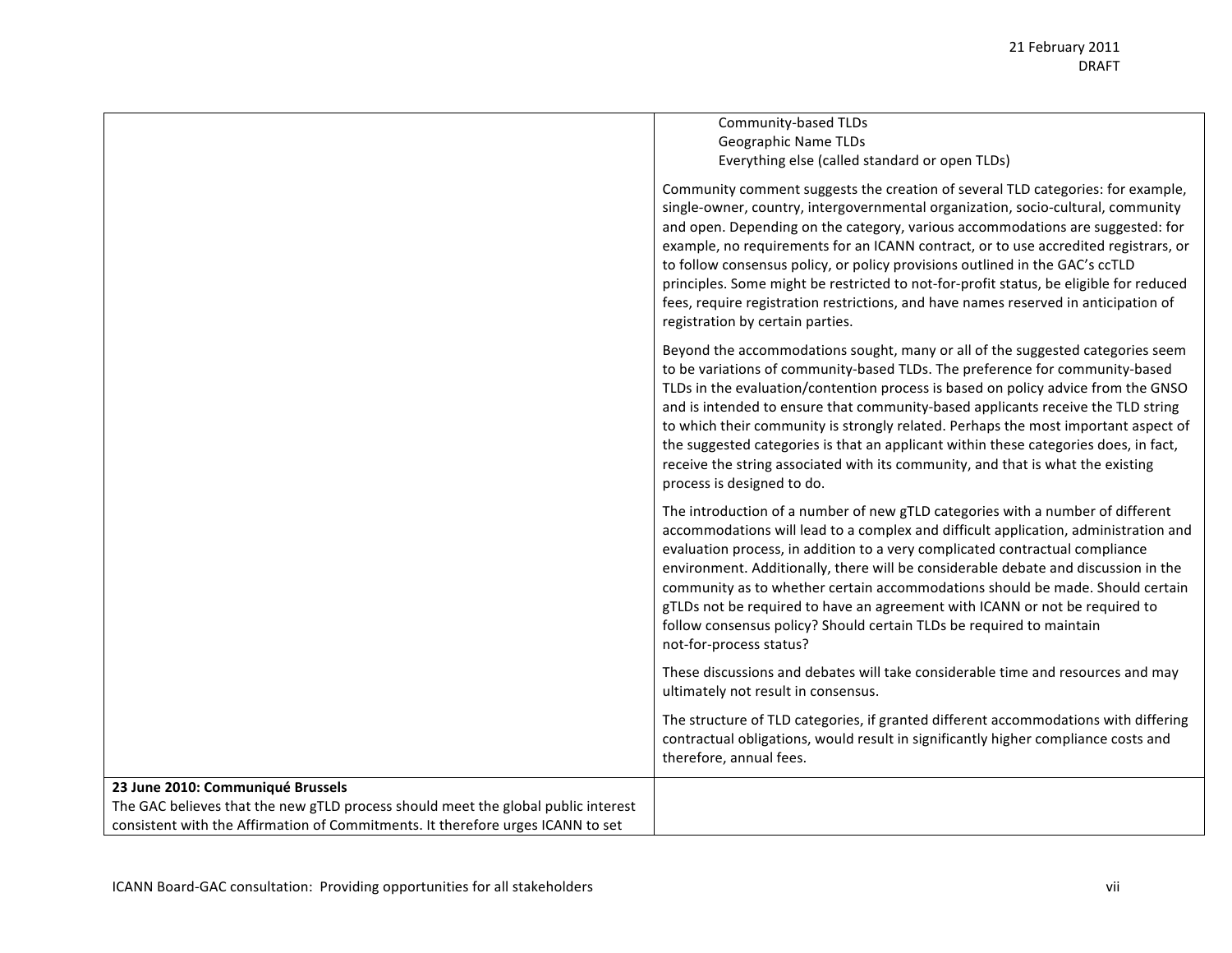| | |
|---|---|
| | Community-based TLDs<br>Geographic Name TLDs<br>Everything else (called standard or open TLDs)<br><br>Community comment suggests the creation of several TLD categories: for example, single-owner, country, intergovernmental organization, socio-cultural, community and open. Depending on the category, various accommodations are suggested: for example, no requirements for an ICANN contract, or to use accredited registrars, or to follow consensus policy, or policy provisions outlined in the GAC's ccTLD principles. Some might be restricted to not-for-profit status, be eligible for reduced fees, require registration restrictions, and have names reserved in anticipation of registration by certain parties.<br><br>Beyond the accommodations sought, many or all of the suggested categories seem to be variations of community-based TLDs. The preference for community-based TLDs in the evaluation/contention process is based on policy advice from the GNSO and is intended to ensure that community-based applicants receive the TLD string to which their community is strongly related. Perhaps the most important aspect of the suggested categories is that an applicant within these categories does, in fact, receive the string associated with its community, and that is what the existing process is designed to do.<br><br>The introduction of a number of new gTLD categories with a number of different accommodations will lead to a complex and difficult application, administration and evaluation process, in addition to a very complicated contractual compliance environment. Additionally, there will be considerable debate and discussion in the community as to whether certain accommodations should be made. Should certain gTLDs not be required to have an agreement with ICANN or not be required to follow consensus policy? Should certain TLDs be required to maintain not-for-process status?<br><br>These discussions and debates will take considerable time and resources and may ultimately not result in consensus.<br><br>The structure of TLD categories, if granted different accommodations with differing contractual obligations, would result in significantly higher compliance costs and therefore, annual fees. |
| **23 June 2010: Communiqué Brussels**<br>The GAC believes that the new gTLD process should meet the global public interest consistent with the Affirmation of Commitments. It therefore urges ICANN to set | |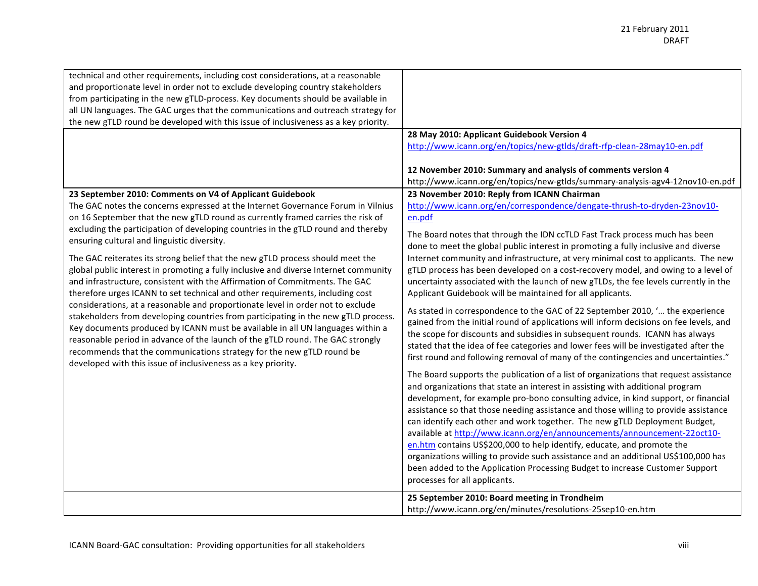| | |
|---|---|
| technical and other requirements, including cost considerations, at a reasonable and proportionate level in order not to exclude developing country stakeholders from participating in the new gTLD-process. Key documents should be available in all UN languages. The GAC urges that the communications and outreach strategy for the new gTLD round be developed with this issue of inclusiveness as a key priority. | |
| | **28 May 2010: Applicant Guidebook Version 4**<br>http://www.icann.org/en/topics/new-gtlds/draft-rfp-clean-28may10-en.pdf<br><br>**12 November 2010: Summary and analysis of comments version 4**<br>http://www.icann.org/en/topics/new-gtlds/summary-analysis-agv4-12nov10-en.pdf |
| **23 September 2010: Comments on V4 of Applicant Guidebook**<br>The GAC notes the concerns expressed at the Internet Governance Forum in Vilnius on 16 September that the new gTLD round as currently framed carries the risk of excluding the participation of developing countries in the gTLD round and thereby ensuring cultural and linguistic diversity.<br><br>The GAC reiterates its strong belief that the new gTLD process should meet the global public interest in promoting a fully inclusive and diverse Internet community and infrastructure, consistent with the Affirmation of Commitments. The GAC therefore urges ICANN to set technical and other requirements, including cost considerations, at a reasonable and proportionate level in order not to exclude stakeholders from developing countries from participating in the new gTLD process. Key documents produced by ICANN must be available in all UN languages within a reasonable period in advance of the launch of the gTLD round. The GAC strongly recommends that the communications strategy for the new gTLD round be developed with this issue of inclusiveness as a key priority. | **23 November 2010: Reply from ICANN Chairman**<br>http://www.icann.org/en/correspondence/dengate-thrush-to-dryden-23nov10-en.pdf<br><br>The Board notes that through the IDN ccTLD Fast Track process much has been done to meet the global public interest in promoting a fully inclusive and diverse Internet community and infrastructure, at very minimal cost to applicants. The new gTLD process has been developed on a cost-recovery model, and owing to a level of uncertainty associated with the launch of new gTLDs, the fee levels currently in the Applicant Guidebook will be maintained for all applicants.<br><br>As stated in correspondence to the GAC of 22 September 2010, '… the experience gained from the initial round of applications will inform decisions on fee levels, and the scope for discounts and subsidies in subsequent rounds. ICANN has always stated that the idea of fee categories and lower fees will be investigated after the first round and following removal of many of the contingencies and uncertainties."<br><br>The Board supports the publication of a list of organizations that request assistance and organizations that state an interest in assisting with additional program development, for example pro-bono consulting advice, in kind support, or financial assistance so that those needing assistance and those willing to provide assistance can identify each other and work together. The new gTLD Deployment Budget, available at http://www.icann.org/en/announcements/announcement-22oct10-en.htm contains US$200,000 to help identify, educate, and promote the organizations willing to provide such assistance and an additional US$100,000 has been added to the Application Processing Budget to increase Customer Support processes for all applicants. |
| | **25 September 2010: Board meeting in Trondheim**<br>http://www.icann.org/en/minutes/resolutions-25sep10-en.htm |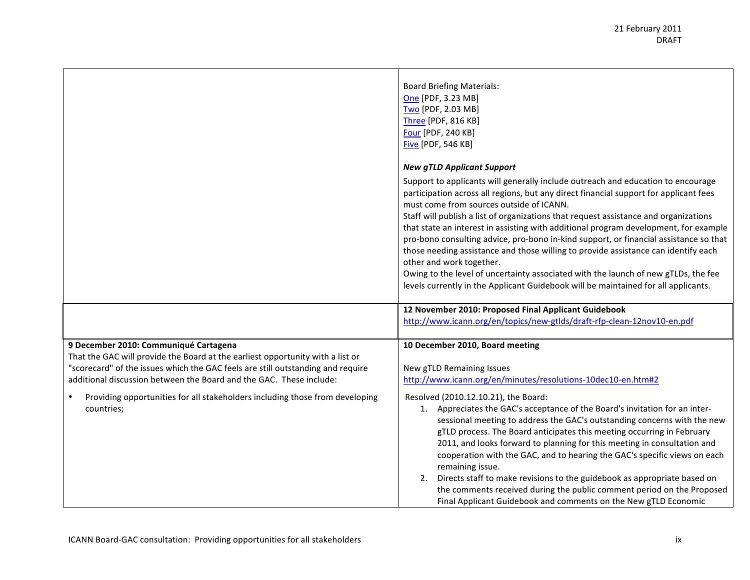| | |
|---|---|
| | Board Briefing Materials:<br>One [PDF, 3.23 MB]<br>Two [PDF, 2.03 MB]<br>Three [PDF, 816 KB]<br>Four [PDF, 240 KB]<br>Five [PDF, 546 KB]<br><br>***New gTLD Applicant Support***<br>Support to applicants will generally include outreach and education to encourage participation across all regions, but any direct financial support for applicant fees must come from sources outside of ICANN.<br>Staff will publish a list of organizations that request assistance and organizations that state an interest in assisting with additional program development, for example pro-bono consulting advice, pro-bono in-kind support, or financial assistance so that those needing assistance and those willing to provide assistance can identify each other and work together.<br>Owing to the level of uncertainty associated with the launch of new gTLDs, the fee levels currently in the Applicant Guidebook will be maintained for all applicants. |
| | **12 November 2010: Proposed Final Applicant Guidebook**<br>http://www.icann.org/en/topics/new-gtlds/draft-rfp-clean-12nov10-en.pdf |
| **9 December 2010: Communiqué Cartagena**<br>That the GAC will provide the Board at the earliest opportunity with a list or "scorecard" of the issues which the GAC feels are still outstanding and require additional discussion between the Board and the GAC. These include:<br><br>• Providing opportunities for all stakeholders including those from developing countries; | **10 December 2010, Board meeting**<br><br>New gTLD Remaining Issues<br>http://www.icann.org/en/minutes/resolutions-10dec10-en.htm#2<br><br>Resolved (2010.12.10.21), the Board:<br>1. Appreciates the GAC's acceptance of the Board's invitation for an inter-sessional meeting to address the GAC's outstanding concerns with the new gTLD process. The Board anticipates this meeting occurring in February 2011, and looks forward to planning for this meeting in consultation and cooperation with the GAC, and to hearing the GAC's specific views on each remaining issue.<br>2. Directs staff to make revisions to the guidebook as appropriate based on the comments received during the public comment period on the Proposed Final Applicant Guidebook and comments on the New gTLD Economic |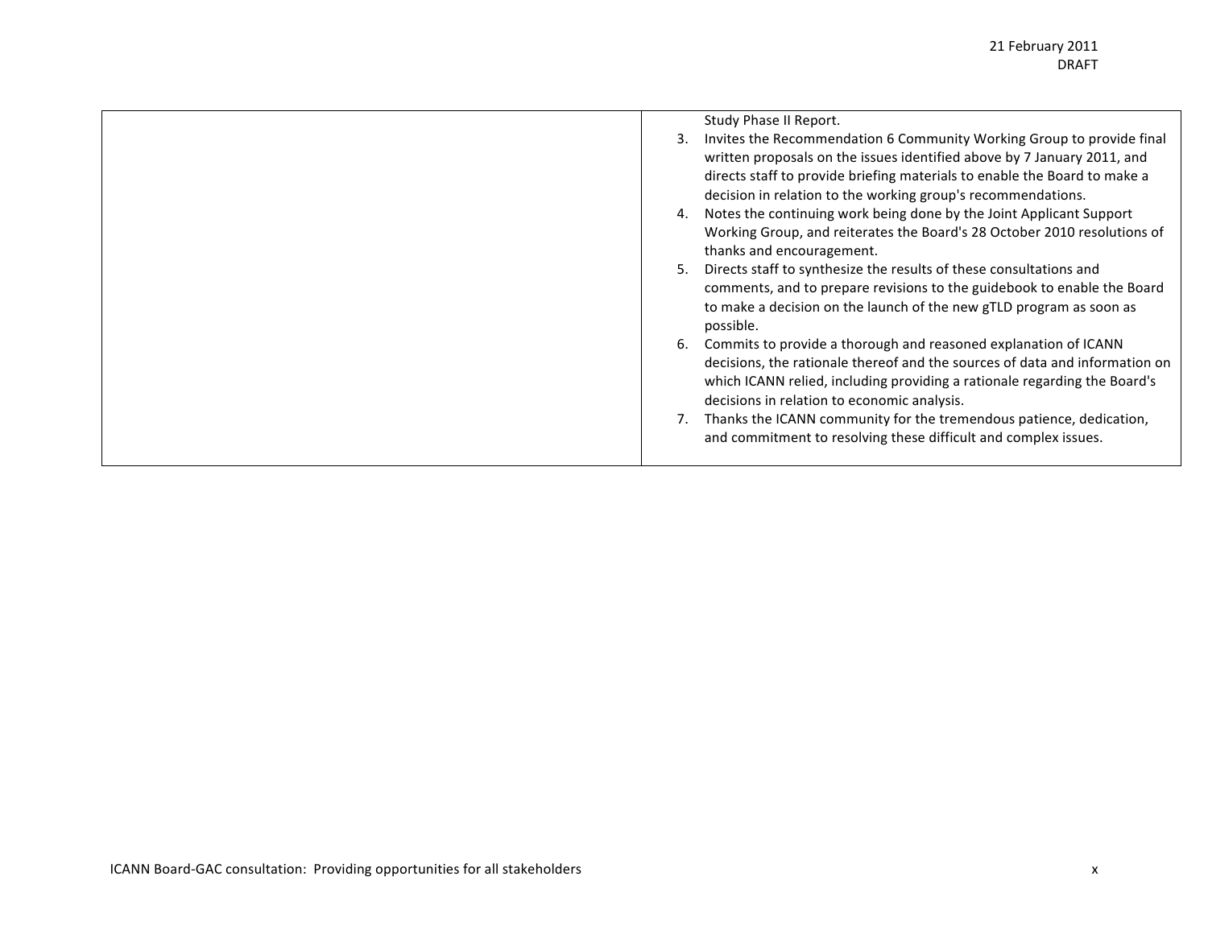| | |
|---|---|
| | Study Phase II Report.<br>3. Invites the Recommendation 6 Community Working Group to provide final written proposals on the issues identified above by 7 January 2011, and directs staff to provide briefing materials to enable the Board to make a decision in relation to the working group's recommendations.<br>4. Notes the continuing work being done by the Joint Applicant Support Working Group, and reiterates the Board's 28 October 2010 resolutions of thanks and encouragement.<br>5. Directs staff to synthesize the results of these consultations and comments, and to prepare revisions to the guidebook to enable the Board to make a decision on the launch of the new gTLD program as soon as possible.<br>6. Commits to provide a thorough and reasoned explanation of ICANN decisions, the rationale thereof and the sources of data and information on which ICANN relied, including providing a rationale regarding the Board's decisions in relation to economic analysis.<br>7. Thanks the ICANN community for the tremendous patience, dedication, and commitment to resolving these difficult and complex issues. |